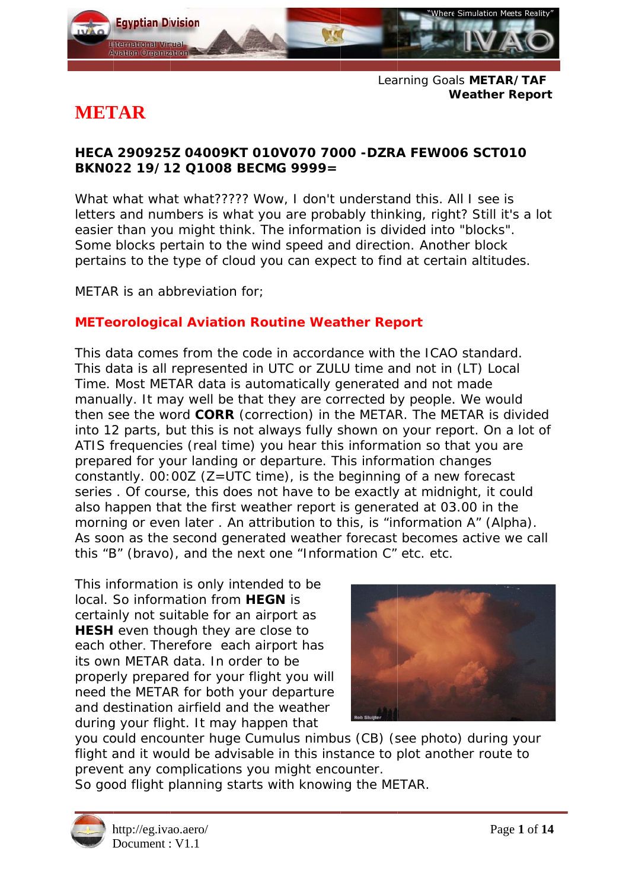Learning Goals **METAR/TAF**
**Weather Report**

# METAR

**HECA 290925Z 04009KT 010V070 7000 -DZRA FEW006 SCT010 BKN022 19/12 Q1008 BECMG 9999=**

What what what what????? Wow, I don't understand this. All I see is letters and numbers is what you are probably thinking, right? Still it's a lot easier than you might think. The information is divided into "blocks". Some blocks pertain to the wind speed and direction. Another block pertains to the type of cloud you can expect to find at certain altitudes.

METAR is an abbreviation for;

**METeorological Aviation Routine Weather Report**

This data comes from the code in accordance with the ICAO standard. This data is all represented in UTC or ZULU time and not in (LT) Local Time. Most METAR data is automatically generated and not made manually. It may well be that they are corrected by people. We would then see the word **CORR** (correction) in the METAR. The METAR is divided into 12 parts, but this is not always fully shown on your report. On a lot of ATIS frequencies (real time) you hear this information so that you are prepared for your landing or departure. This information changes constantly. 00:00Z (Z=UTC time), is the beginning of a new forecast series . Of course, this does not have to be exactly at midnight, it could also happen that the first weather report is generated at 03.00 in the morning or even later . An attribution to this, is "information A" (Alpha). As soon as the second generated weather forecast becomes active we call this "B" (bravo), and the next one "Information C" etc. etc.

This information is only intended to be local. So information from **HEGN** is certainly not suitable for an airport as **HESH** even though they are close to each other. Therefore each airport has its own METAR data. In order to be properly prepared for your flight you will need the METAR for both your departure and destination airfield and the weather during your flight. It may happen that you could encounter huge Cumulus nimbus (CB) (see photo) during your flight and it would be advisable in this instance to plot another route to prevent any complications you might encounter.
So good flight planning starts with knowing the METAR.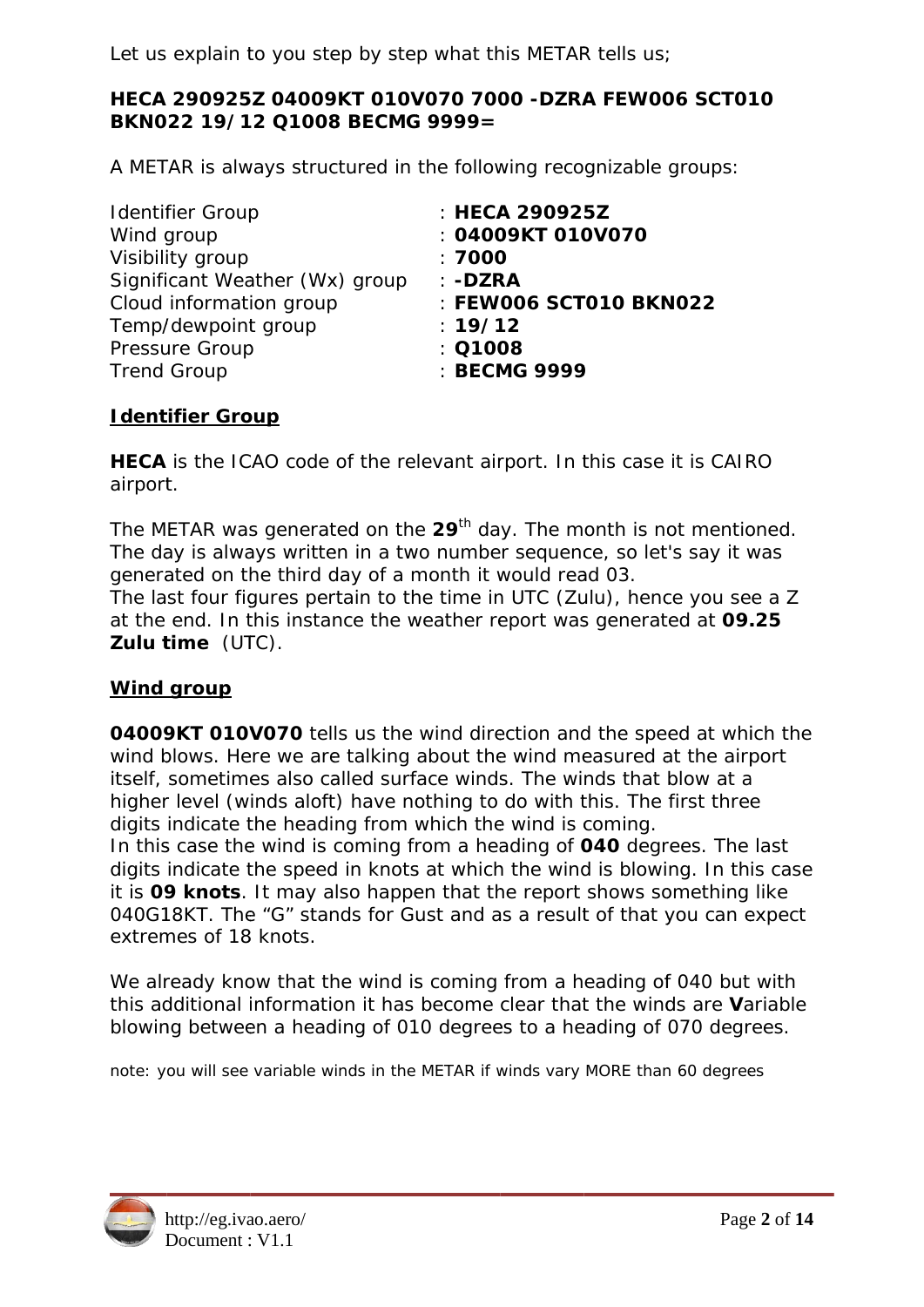Let us explain to you step by step what this METAR tells us;

**HECA 290925Z 04009KT 010V070 7000 -DZRA FEW006 SCT010 BKN022 19/12 Q1008 BECMG 9999=**

A METAR is always structured in the following recognizable groups:

| | |
|---|---|
| Identifier Group | : **HECA 290925Z** |
| Wind group | : **04009KT 010V070** |
| Visibility group | : **7000** |
| Significant Weather (Wx) group | : **-DZRA** |
| Cloud information group | : **FEW006 SCT010 BKN022** |
| Temp/dewpoint group | : **19/12** |
| Pressure Group | : **Q1008** |
| Trend Group | : **BECMG 9999** |

## Identifier Group

**HECA** is the ICAO code of the relevant airport. In this case it is CAIRO airport.

The METAR was generated on the **29**th day. The month is not mentioned. The day is always written in a two number sequence, so let's say it was generated on the third day of a month it would read 03.
The last four figures pertain to the time in UTC (Zulu), hence you see a Z at the end. In this instance the weather report was generated at **09.25 Zulu time** (UTC).

## Wind group

**04009KT 010V070** tells us the wind direction and the speed at which the wind blows. Here we are talking about the wind measured at the airport itself, sometimes also called surface winds. The winds that blow at a higher level (winds aloft) have nothing to do with this. The first three digits indicate the heading from which the wind is coming.
In this case the wind is coming from a heading of **040** degrees. The last digits indicate the speed in knots at which the wind is blowing. In this case it is **09 knots**. It may also happen that the report shows something like 040G18KT. The “G” stands for Gust and as a result of that you can expect extremes of 18 knots.

We already know that the wind is coming from a heading of 040 but with this additional information it has become clear that the winds are **V**ariable blowing between a heading of 010 degrees to a heading of 070 degrees.

note: you will see variable winds in the METAR if winds vary MORE than 60 degrees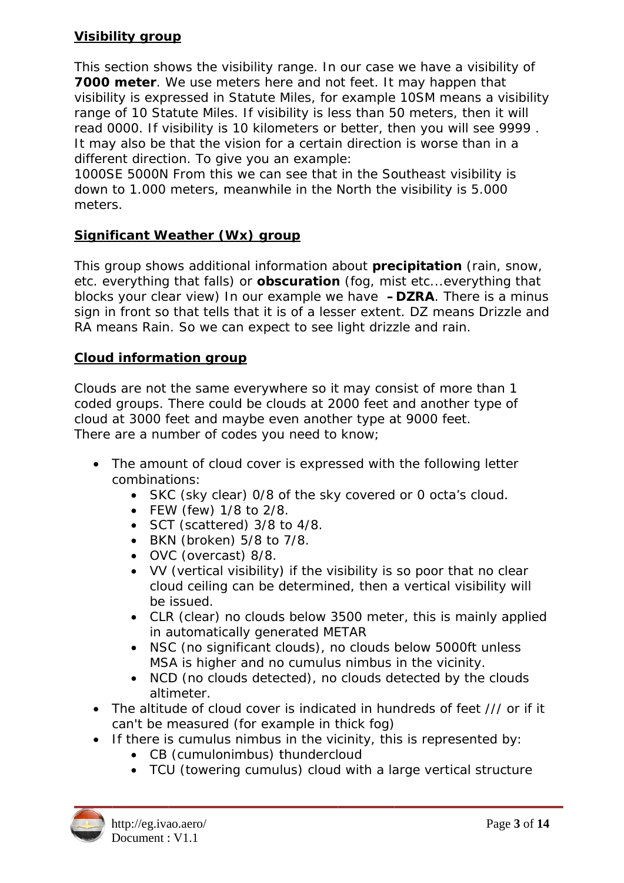**Visibility group**

This section shows the visibility range. In our case we have a visibility of **7000 meter**. We use meters here and not feet. It may happen that visibility is expressed in Statute Miles, for example 10SM means a visibility range of 10 Statute Miles. If visibility is less than 50 meters, then it will read 0000. If visibility is 10 kilometers or better, then you will see 9999 . It may also be that the vision for a certain direction is worse than in a different direction. To give you an example:
1000SE 5000N From this we can see that in the Southeast visibility is down to 1.000 meters, meanwhile in the North the visibility is 5.000 meters.

**Significant Weather (Wx) group**

This group shows additional information about **precipitation** (rain, snow, etc. everything that falls) or **obscuration** (fog, mist etc...everything that blocks your clear view) In our example we have **–DZRA**. There is a minus sign in front so that tells that it is of a lesser extent. DZ means Drizzle and RA means Rain. So we can expect to see light drizzle and rain.

**Cloud information group**

Clouds are not the same everywhere so it may consist of more than 1 coded groups. There could be clouds at 2000 feet and another type of cloud at 3000 feet and maybe even another type at 9000 feet.
There are a number of codes you need to know;

- The amount of cloud cover is expressed with the following letter combinations:
  - SKC (sky clear) 0/8 of the sky covered or 0 octa's cloud.
  - FEW (few) 1/8 to 2/8.
  - SCT (scattered) 3/8 to 4/8.
  - BKN (broken) 5/8 to 7/8.
  - OVC (overcast) 8/8.
  - VV (vertical visibility) if the visibility is so poor that no clear cloud ceiling can be determined, then a vertical visibility will be issued.
  - CLR (clear) no clouds below 3500 meter, this is mainly applied in automatically generated METAR
  - NSC (no significant clouds), no clouds below 5000ft unless MSA is higher and no cumulus nimbus in the vicinity.
  - NCD (no clouds detected), no clouds detected by the clouds altimeter.
- The altitude of cloud cover is indicated in hundreds of feet /// or if it can't be measured (for example in thick fog)
- If there is cumulus nimbus in the vicinity, this is represented by:
  - CB (cumulonimbus) thundercloud
  - TCU (towering cumulus) cloud with a large vertical structure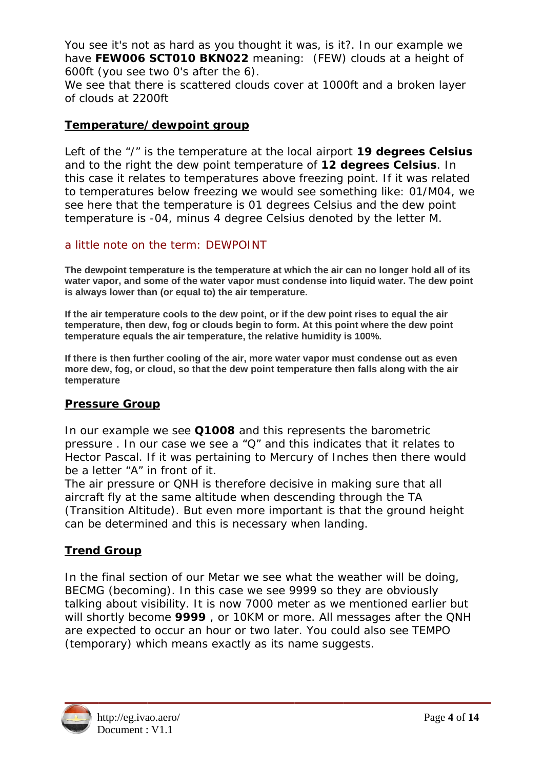You see it's not as hard as you thought it was, is it?. In our example we have **FEW006 SCT010 BKN022** meaning: (FEW) clouds at a height of 600ft (you see two 0's after the 6).
We see that there is scattered clouds cover at 1000ft and a broken layer of clouds at 2200ft

## Temperature/dewpoint group

Left of the "/" is the temperature at the local airport **19 degrees Celsius** and to the right the dew point temperature of **12 degrees Celsius**. In this case it relates to temperatures above freezing point. If it was related to temperatures below freezing we would see something like: 01/M04, we see here that the temperature is 01 degrees Celsius and the dew point temperature is -04, minus 4 degree Celsius denoted by the letter M.

### a little note on the term: DEWPOINT

**The dewpoint temperature is the temperature at which the air can no longer hold all of its water vapor, and some of the water vapor must condense into liquid water. The dew point is always lower than (or equal to) the air temperature.**

**If the air temperature cools to the dew point, or if the dew point rises to equal the air temperature, then dew, fog or clouds begin to form. At this point where the dew point temperature equals the air temperature, the relative humidity is 100%.**

**If there is then further cooling of the air, more water vapor must condense out as even more dew, fog, or cloud, so that the dew point temperature then falls along with the air temperature**

## Pressure Group

In our example we see **Q1008** and this represents the barometric pressure . In our case we see a "Q" and this indicates that it relates to Hector Pascal. If it was pertaining to Mercury of Inches then there would be a letter "A" in front of it.
The air pressure or QNH is therefore decisive in making sure that all aircraft fly at the same altitude when descending through the TA (Transition Altitude). But even more important is that the ground height can be determined and this is necessary when landing.

## Trend Group

In the final section of our Metar we see what the weather will be doing, BECMG (becoming). In this case we see 9999 so they are obviously talking about visibility. It is now 7000 meter as we mentioned earlier but will shortly become **9999** , or 10KM or more. All messages after the QNH are expected to occur an hour or two later. You could also see TEMPO (temporary) which means exactly as its name suggests.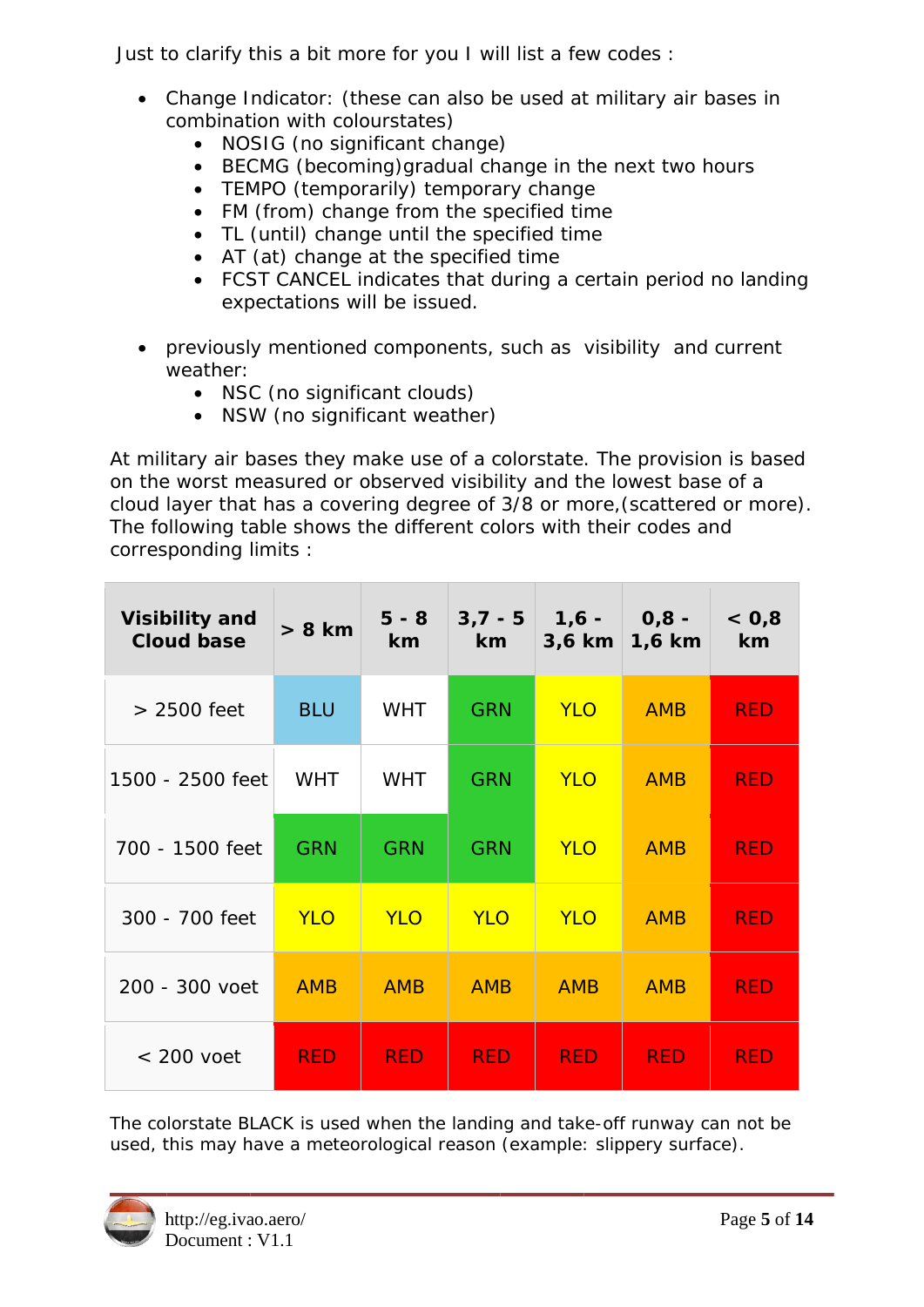Just to clarify this a bit more for you I will list a few codes :

- Change Indicator: (these can also be used at military air bases in combination with colourstates)
  - NOSIG (no significant change)
  - BECMG (becoming)gradual change in the next two hours
  - TEMPO (temporarily) temporary change
  - FM (from) change from the specified time
  - TL (until) change until the specified time
  - AT (at) change at the specified time
  - FCST CANCEL indicates that during a certain period no landing expectations will be issued.

- previously mentioned components, such as visibility and current weather:
  - NSC (no significant clouds)
  - NSW (no significant weather)

At military air bases they make use of a colorstate. The provision is based on the worst measured or observed visibility and the lowest base of a cloud layer that has a covering degree of 3/8 or more,(scattered or more). The following table shows the different colors with their codes and corresponding limits :

| **Visibility and Cloud base** | **> 8 km** | **5 - 8 km** | **3,7 - 5 km** | **1,6 - 3,6 km** | **0,8 - 1,6 km** | **< 0,8 km** |
|---|---|---|---|---|---|---|
| > 2500 feet | BLU | WHT | GRN | YLO | AMB | RED |
| 1500 - 2500 feet | WHT | WHT | GRN | YLO | AMB | RED |
| 700 - 1500 feet | GRN | GRN | GRN | YLO | AMB | RED |
| 300 - 700 feet | YLO | YLO | YLO | YLO | AMB | RED |
| 200 - 300 voet | AMB | AMB | AMB | AMB | AMB | RED |
| < 200 voet | RED | RED | RED | RED | RED | RED |

The colorstate BLACK is used when the landing and take-off runway can not be used, this may have a meteorological reason (example: slippery surface).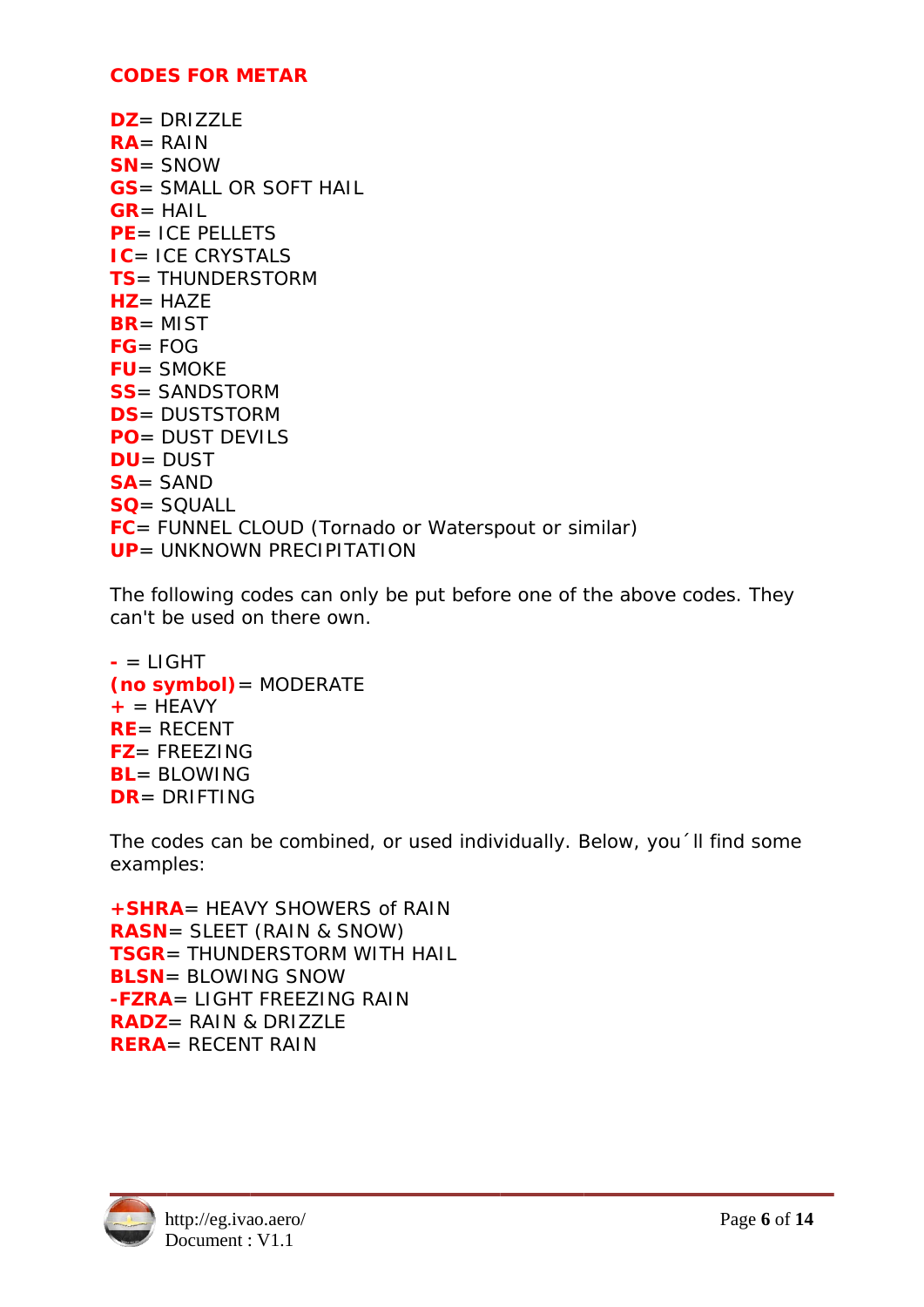## CODES FOR METAR

**DZ**= DRIZZLE
**RA**= RAIN
**SN**= SNOW
**GS**= SMALL OR SOFT HAIL
**GR**= HAIL
**PE**= ICE PELLETS
**IC**= ICE CRYSTALS
**TS**= THUNDERSTORM
**HZ**= HAZE
**BR**= MIST
**FG**= FOG
**FU**= SMOKE
**SS**= SANDSTORM
**DS**= DUSTSTORM
**PO**= DUST DEVILS
**DU**= DUST
**SA**= SAND
**SQ**= SQUALL
**FC**= FUNNEL CLOUD (Tornado or Waterspout or similar)
**UP**= UNKNOWN PRECIPITATION

The following codes can only be put before one of the above codes. They can't be used on there own.

**-** = LIGHT
**(no symbol)**= MODERATE
**+** = HEAVY
**RE**= RECENT
**FZ**= FREEZING
**BL**= BLOWING
**DR**= DRIFTING

The codes can be combined, or used individually. Below, you´ll find some examples:

**+SHRA**= HEAVY SHOWERS of RAIN
**RASN**= SLEET (RAIN & SNOW)
**TSGR**= THUNDERSTORM WITH HAIL
**BLSN**= BLOWING SNOW
**-FZRA**= LIGHT FREEZING RAIN
**RADZ**= RAIN & DRIZZLE
**RERA**= RECENT RAIN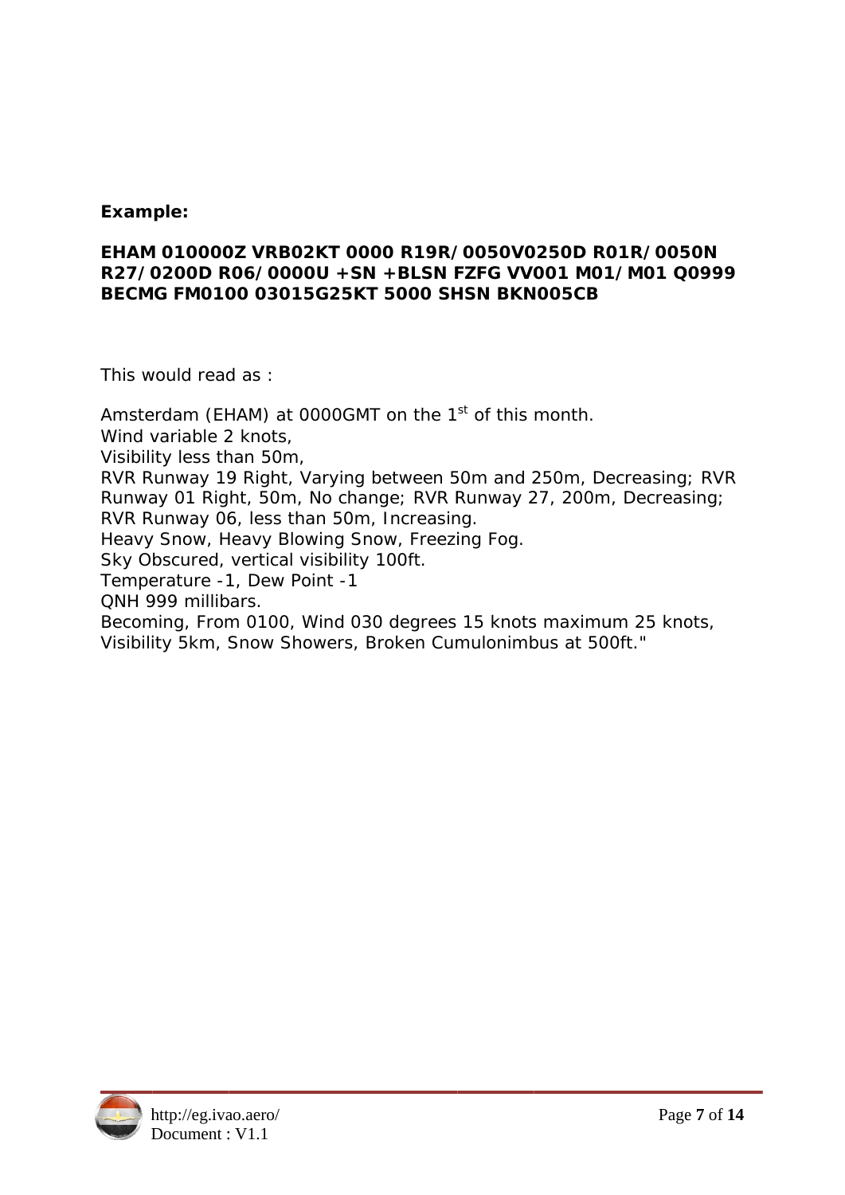**Example:**

**EHAM 010000Z VRB02KT 0000 R19R/0050V0250D R01R/0050N R27/0200D R06/0000U +SN +BLSN FZFG VV001 M01/M01 Q0999 BECMG FM0100 03015G25KT 5000 SHSN BKN005CB**

This would read as :

Amsterdam (EHAM) at 0000GMT on the 1st of this month.
Wind variable 2 knots,
Visibility less than 50m,
RVR Runway 19 Right, Varying between 50m and 250m, Decreasing; RVR Runway 01 Right, 50m, No change; RVR Runway 27, 200m, Decreasing; RVR Runway 06, less than 50m, Increasing.
Heavy Snow, Heavy Blowing Snow, Freezing Fog.
Sky Obscured, vertical visibility 100ft.
Temperature -1, Dew Point -1
QNH 999 millibars.
Becoming, From 0100, Wind 030 degrees 15 knots maximum 25 knots, Visibility 5km, Snow Showers, Broken Cumulonimbus at 500ft."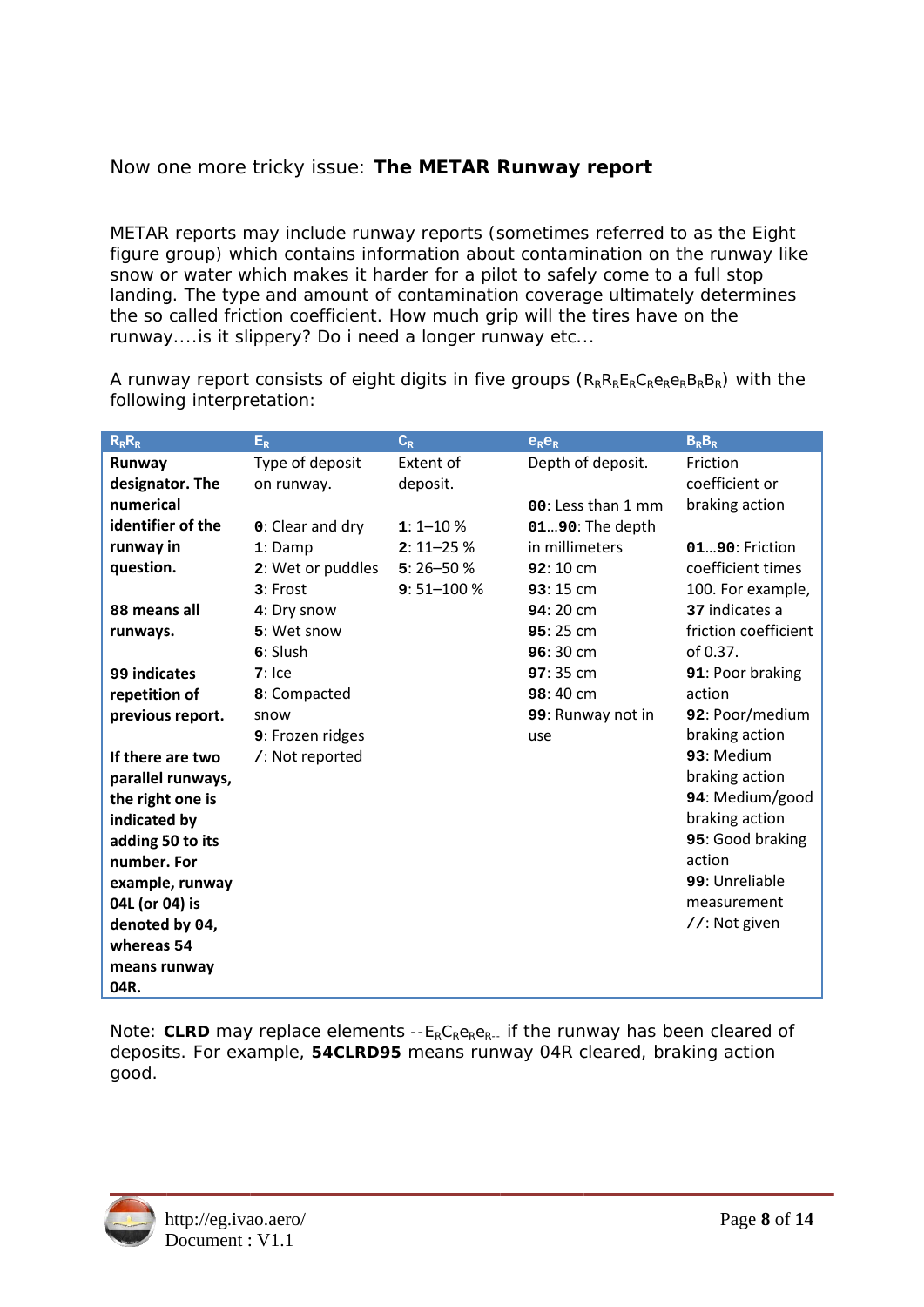Now one more tricky issue: **The METAR Runway report**

METAR reports may include runway reports (sometimes referred to as the Eight figure group) which contains information about contamination on the runway like snow or water which makes it harder for a pilot to safely come to a full stop landing. The type and amount of contamination coverage ultimately determines the so called friction coefficient. How much grip will the tires have on the runway....is it slippery? Do i need a longer runway etc...

A runway report consists of eight digits in five groups ($R_RR_RE_RC_Re_Re_RB_RB_R$) with the following interpretation:

| $R_RR_R$ | $E_R$ | $C_R$ | $e_Re_R$ | $B_RB_R$ |
|---|---|---|---|---|
| **Runway designator. The numerical identifier of the runway in question.**<br><br>**88 means all runways.**<br><br>**99 indicates repetition of previous report.**<br><br>**If there are two parallel runways, the right one is indicated by adding 50 to its number. For example, runway 04L (or 04) is denoted by 04, whereas 54 means runway 04R.** | Type of deposit on runway.<br><br>**0**: Clear and dry<br>**1**: Damp<br>**2**: Wet or puddles<br>**3**: Frost<br>**4**: Dry snow<br>**5**: Wet snow<br>**6**: Slush<br>**7**: Ice<br>**8**: Compacted snow<br>**9**: Frozen ridges<br>**/**: Not reported | Extent of deposit.<br><br>**1**: 1–10 %<br>**2**: 11–25 %<br>**5**: 26–50 %<br>**9**: 51–100 % | Depth of deposit.<br><br>**00**: Less than 1 mm<br>**01**...**90**: The depth in millimeters<br>**92**: 10 cm<br>**93**: 15 cm<br>**94**: 20 cm<br>**95**: 25 cm<br>**96**: 30 cm<br>**97**: 35 cm<br>**98**: 40 cm<br>**99**: Runway not in use | Friction coefficient or braking action<br><br>**01**...**90**: Friction coefficient times 100. For example, **37** indicates a friction coefficient of 0.37.<br>**91**: Poor braking action<br>**92**: Poor/medium braking action<br>**93**: Medium braking action<br>**94**: Medium/good braking action<br>**95**: Good braking action<br>**99**: Unreliable measurement<br>**//**: Not given |

Note: **CLRD** may replace elements $\text{--}E_RC_Re_Re_R\text{--}$ if the runway has been cleared of deposits. For example, **54CLRD95** means runway 04R cleared, braking action good.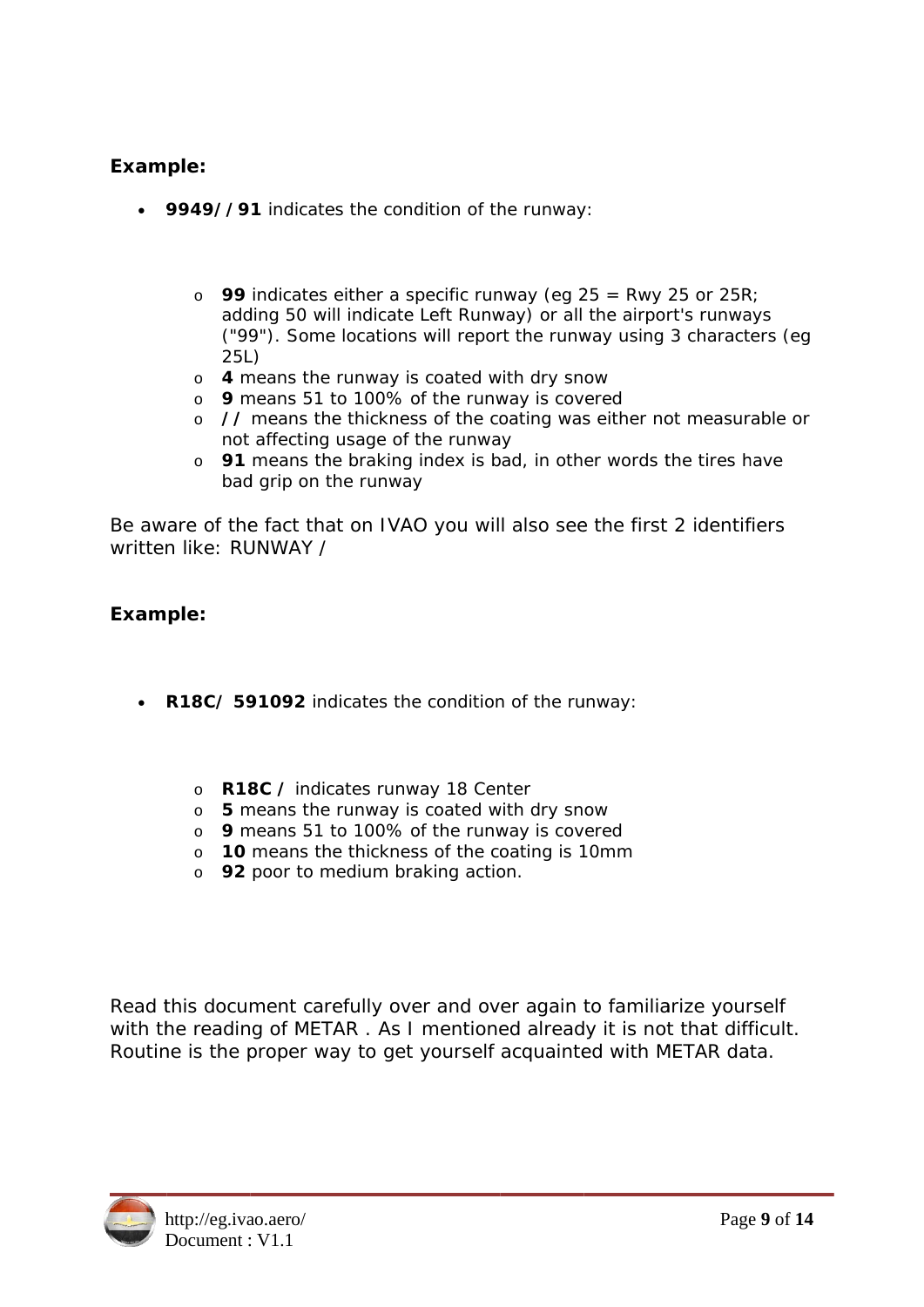**Example:**

- **9949//91** indicates the condition of the runway:

    - **99** indicates either a specific runway (eg 25 = Rwy 25 or 25R; adding 50 will indicate Left Runway) or all the airport's runways ("99"). Some locations will report the runway using 3 characters (eg 25L)
    - **4** means the runway is coated with dry snow
    - **9** means 51 to 100% of the runway is covered
    - **//** means the thickness of the coating was either not measurable or not affecting usage of the runway
    - **91** means the braking index is bad, in other words the tires have bad grip on the runway

Be aware of the fact that on IVAO you will also see the first 2 identifiers written like: RUNWAY /

**Example:**

- **R18C/ 591092** indicates the condition of the runway:

    - **R18C /** indicates runway 18 Center
    - **5** means the runway is coated with dry snow
    - **9** means 51 to 100% of the runway is covered
    - **10** means the thickness of the coating is 10mm
    - **92** poor to medium braking action.

Read this document carefully over and over again to familiarize yourself with the reading of METAR . As I mentioned already it is not that difficult. Routine is the proper way to get yourself acquainted with METAR data.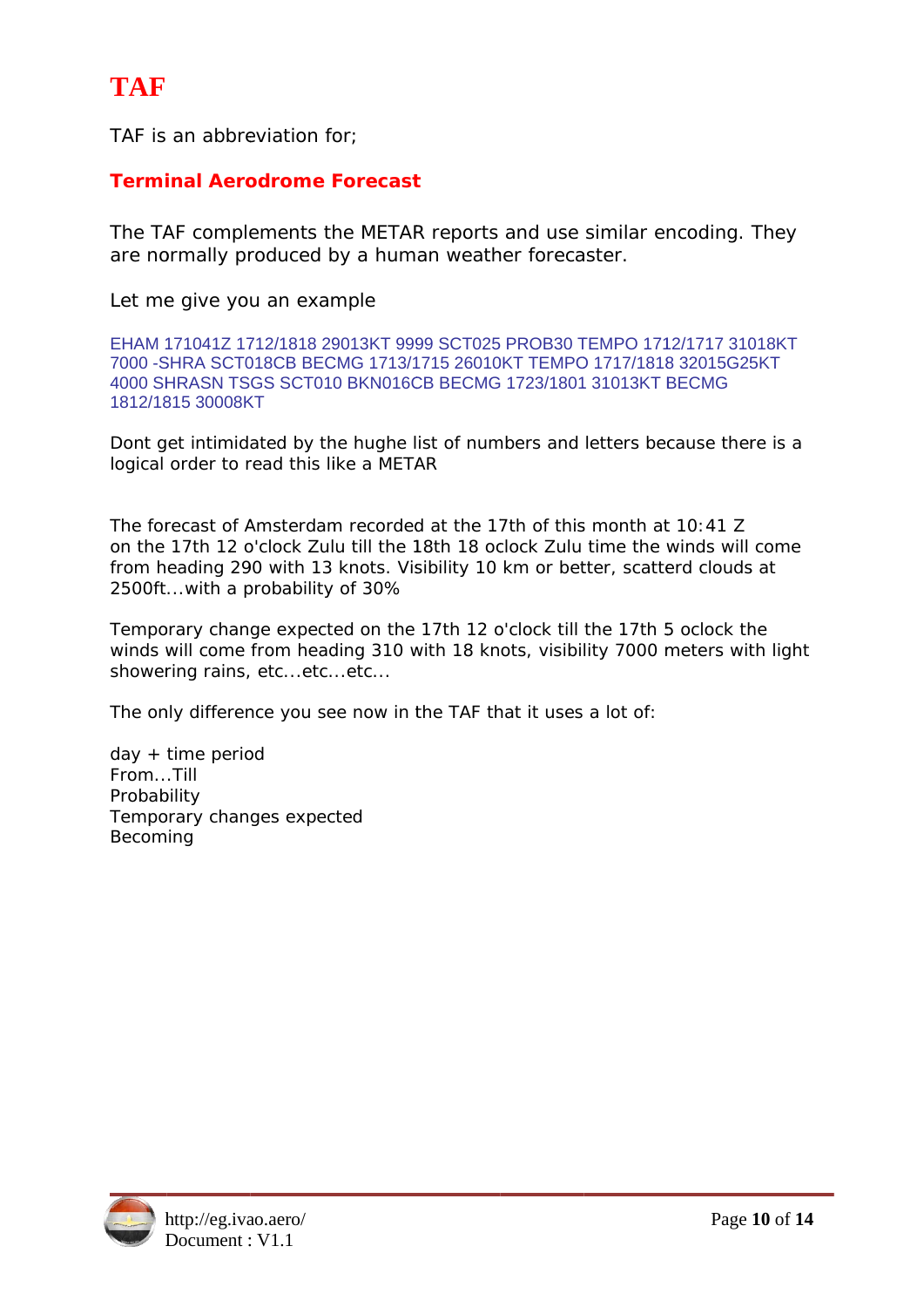# TAF

TAF is an abbreviation for;

**Terminal Aerodrome Forecast**

The TAF complements the METAR reports and use similar encoding. They are normally produced by a human weather forecaster.

Let me give you an example

EHAM 171041Z 1712/1818 29013KT 9999 SCT025 PROB30 TEMPO 1712/1717 31018KT 7000 -SHRA SCT018CB BECMG 1713/1715 26010KT TEMPO 1717/1818 32015G25KT 4000 SHRASN TSGS SCT010 BKN016CB BECMG 1723/1801 31013KT BECMG 1812/1815 30008KT

Dont get intimidated by the hughe list of numbers and letters because there is a logical order to read this like a METAR

The forecast of Amsterdam recorded at the 17th of this month at 10:41 Z on the 17th 12 o'clock Zulu till the 18th 18 oclock Zulu time the winds will come from heading 290 with 13 knots. Visibility 10 km or better, scatterd clouds at 2500ft...with a probability of 30%

Temporary change expected on the 17th 12 o'clock till the 17th 5 oclock the winds will come from heading 310 with 18 knots, visibility 7000 meters with light showering rains, etc...etc...etc...

The only difference you see now in the TAF that it uses a lot of:

day + time period
From...Till
Probability
Temporary changes expected
Becoming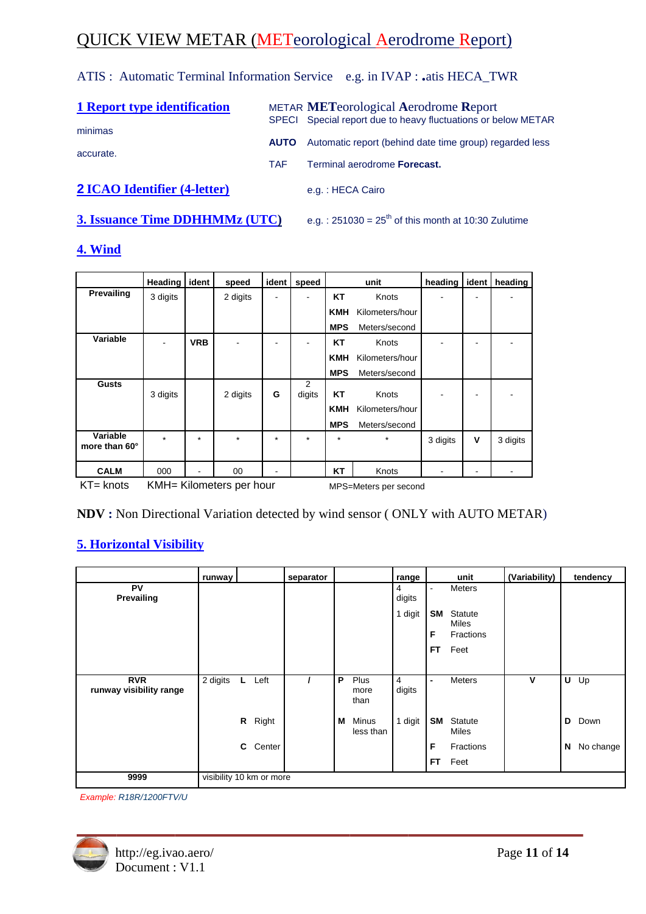# QUICK VIEW METAR (METeorological Aerodrome Report)

ATIS : Automatic Terminal Information Service e.g. in IVAP : .atis HECA_TWR

## 1 Report type identification

METAR **MET**eorological **A**erodrome **R**eport

SPECI Special report due to heavy fluctuations or below METAR minimas

**AUTO** Automatic report (behind date time group) regarded less accurate.

TAF Terminal aerodrome **Forecast.**

## 2 ICAO Identifier (4-letter)

e.g. : HECA Cairo

## 3. Issuance Time DDHHMMz (UTC)

e.g. : 251030 = 25th of this month at 10:30 Zulutime

## 4. Wind

| | Heading | ident | speed | ident | speed | unit | | heading | ident | heading |
|---|---|---|---|---|---|---|---|---|---|---|
| **Prevailing** | 3 digits | | 2 digits | - | - | **KT** | Knots | - | - | - |
| | | | | | | **KMH** | Kilometers/hour | | | |
| | | | | | | **MPS** | Meters/second | | | |
| **Variable** | - | **VRB** | - | - | - | **KT** | Knots | - | - | - |
| | | | | | | **KMH** | Kilometers/hour | | | |
| | | | | | | **MPS** | Meters/second | | | |
| **Gusts** | 3 digits | | 2 digits | **G** | 2 digits | **KT** | Knots | - | - | - |
| | | | | | | **KMH** | Kilometers/hour | | | |
| | | | | | | **MPS** | Meters/second | | | |
| **Variable more than 60°** | * | * | * | * | * | * | * | 3 digits | **V** | 3 digits |
| **CALM** | 000 | - | 00 | - | | **KT** | Knots | - | - | - |

KT= knots KMH= Kilometers per hour MPS=Meters per second

**NDV :** Non Directional Variation detected by wind sensor ( ONLY with AUTO METAR)

## 5. Horizontal Visibility

| | runway | | separator | | | range | unit | | (Variability) | tendency | |
|---|---|---|---|---|---|---|---|---|---|---|---|
| **PV Prevailing** | | | | | | 4 digits | - | Meters | | | |
| | | | | | | 1 digit | **SM** | Statute Miles | | | |
| | | | | | | | **F** | Fractions | | | |
| | | | | | | | **FT** | Feet | | | |
| **RVR runway visibility range** | 2 digits | **L** Left | **/** | **P** | Plus more than | 4 digits | - | Meters | **V** | **U** | Up |
| | | **R** Right | | **M** | Minus less than | 1 digit | **SM** | Statute Miles | | **D** | Down |
| | | **C** Center | | | | | **F** | Fractions | | **N** | No change |
| | | | | | | | **FT** | Feet | | | |
| **9999** | visibility 10 km or more | | | | | | | | | | |

*Example: R18R/1200FTV/U*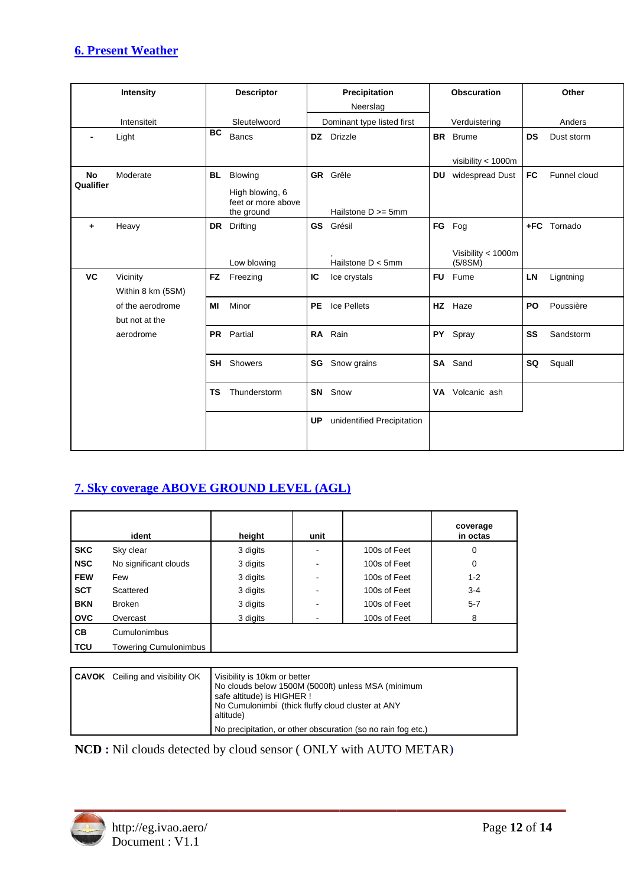## 6. Present Weather

| Intensity<br>Intensiteit | | Descriptor<br>Sleutelwoord | | Precipitation<br>Neerslag<br>Dominant type listed first | | Obscuration<br>Verduistering | | Other<br>Anders | |
|---|---|---|---|---|---|---|---|---|---|
| **-** | Light | **BC** | Bancs | **DZ** | Drizzle | **BR** | Brume<br>visibility < 1000m | **DS** | Dust storm |
| **No Qualifier** | Moderate | **BL** | Blowing<br>High blowing, 6 feet or more above the ground | **GR** | Grêle<br>Hailstone D >= 5mm | **DU** | widespread Dust | **FC** | Funnel cloud |
| **+** | Heavy | **DR** | Drifting<br>Low blowing | **GS** | Grésil<br>,<br>Hailstone D < 5mm | **FG** | Fog<br>Visibility < 1000m (5/8SM) | **+FC** | Tornado |
| **VC** | Vicinity<br>Within 8 km (5SM)<br>of the aerodrome<br>but not at the<br>aerodrome | **FZ** | Freezing | **IC** | Ice crystals | **FU** | Fume | **LN** | Ligntning |
| | | **MI** | Minor | **PE** | Ice Pellets | **HZ** | Haze | **PO** | Poussière |
| | | **PR** | Partial | **RA** | Rain | **PY** | Spray | **SS** | Sandstorm |
| | | **SH** | Showers | **SG** | Snow grains | **SA** | Sand | **SQ** | Squall |
| | | **TS** | Thunderstorm | **SN** | Snow | **VA** | Volcanic ash | | |
| | | | | **UP** | unidentified Precipitation | | | | |

## 7. Sky coverage ABOVE GROUND LEVEL (AGL)

| ident | | height | unit | | coverage in octas |
|---|---|---|---|---|---|
| **SKC** | Sky clear | 3 digits | - | 100s of Feet | 0 |
| **NSC** | No significant clouds | 3 digits | - | 100s of Feet | 0 |
| **FEW** | Few | 3 digits | - | 100s of Feet | 1-2 |
| **SCT** | Scattered | 3 digits | - | 100s of Feet | 3-4 |
| **BKN** | Broken | 3 digits | - | 100s of Feet | 5-7 |
| **OVC** | Overcast | 3 digits | - | 100s of Feet | 8 |
| **CB** | Cumulonimbus | | | | |
| **TCU** | Towering Cumulonimbus | | | | |

| | |
|---|---|
| **CAVOK** Ceiling and visibility OK | Visibility is 10km or better<br>No clouds below 1500M (5000ft) unless MSA (minimum safe altitude) is HIGHER !<br>No Cumulonimbi (thick fluffy cloud cluster at ANY altitude)<br>No precipitation, or other obscuration (so no rain fog etc.) |

**NCD :** Nil clouds detected by cloud sensor ( ONLY with AUTO METAR)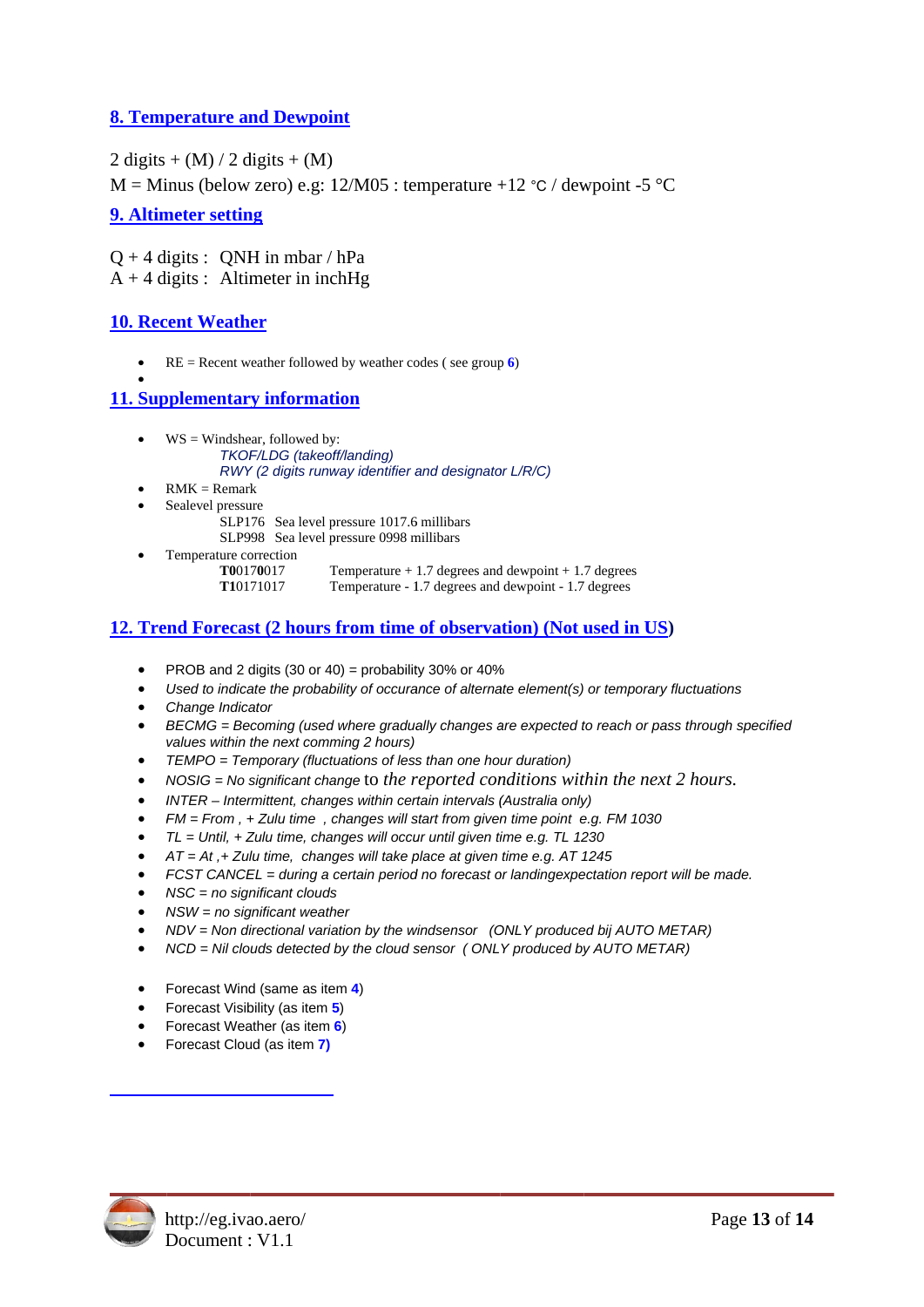## 8. Temperature and Dewpoint

2 digits + (M) / 2 digits + (M)

M = Minus (below zero) e.g: 12/M05 : temperature +12 °C / dewpoint -5 °C

## 9. Altimeter setting

Q + 4 digits : QNH in mbar / hPa

A + 4 digits : Altimeter in inchHg

## 10. Recent Weather

- RE = Recent weather followed by weather codes ( see group **6**)

## 11. Supplementary information

- WS = Windshear, followed by:
  *TKOF/LDG (takeoff/landing)*
  *RWY (2 digits runway identifier and designator L/R/C)*
- RMK = Remark
- Sealevel pressure
  SLP176 Sea level pressure 1017.6 millibars
  SLP998 Sea level pressure 0998 millibars
- Temperature correction

| | |
|---|---|
| **T0**017**0**017 | Temperature + 1.7 degrees and dewpoint + 1.7 degrees |
| **T1**0171017 | Temperature - 1.7 degrees and dewpoint - 1.7 degrees |

## 12. Trend Forecast (2 hours from time of observation) (Not used in US)

- PROB and 2 digits (30 or 40) = probability 30% or 40%
- *Used to indicate the probability of occurance of alternate element(s) or temporary fluctuations*
- *Change Indicator*
- *BECMG = Becoming (used where gradually changes are expected to reach or pass through specified values within the next comming 2 hours)*
- *TEMPO = Temporary (fluctuations of less than one hour duration)*
- *NOSIG = No significant change* to *the reported conditions within the next 2 hours.*
- *INTER – Intermittent, changes within certain intervals (Australia only)*
- *FM = From , + Zulu time , changes will start from given time point e.g. FM 1030*
- *TL = Until, + Zulu time, changes will occur until given time e.g. TL 1230*
- *AT = At ,+ Zulu time, changes will take place at given time e.g. AT 1245*
- *FCST CANCEL = during a certain period no forecast or landingexpectation report will be made.*
- *NSC = no significant clouds*
- *NSW = no significant weather*
- *NDV = Non directional variation by the windsensor (ONLY produced bij AUTO METAR)*
- *NCD = Nil clouds detected by the cloud sensor ( ONLY produced by AUTO METAR)*

- Forecast Wind (same as item **4**)
- Forecast Visibility (as item **5**)
- Forecast Weather (as item **6**)
- Forecast Cloud (as item **7)**

http://eg.ivao.aero/
Document : V1.1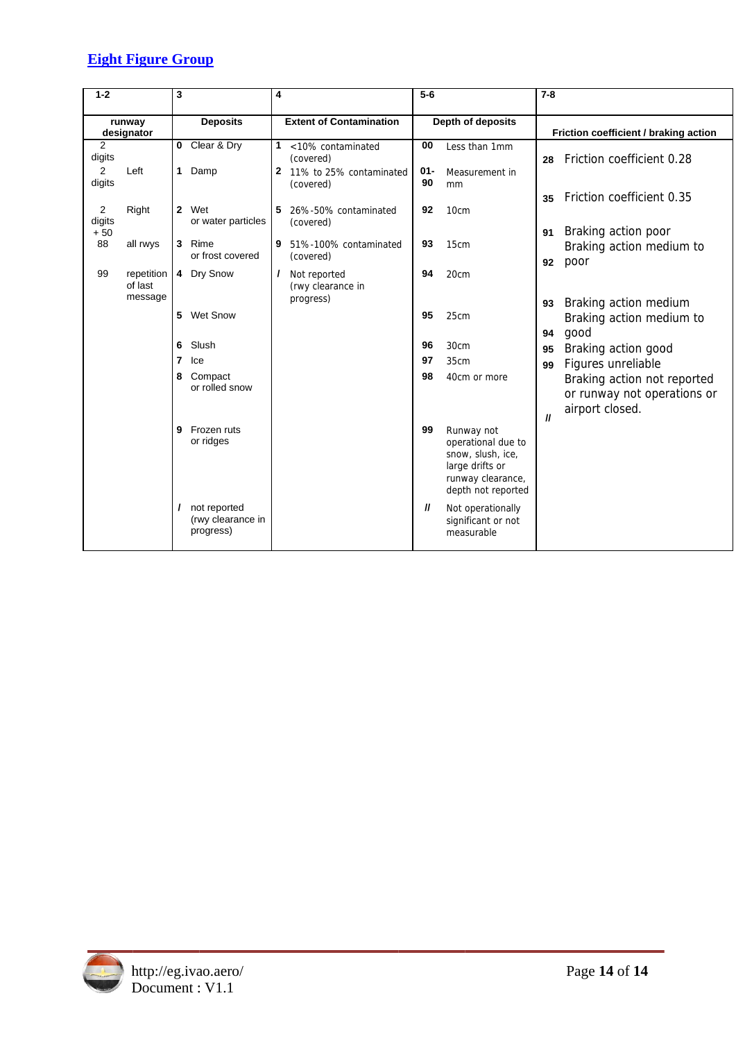## Eight Figure Group

| 1-2 | | 3 | | 4 | | 5-6 | | 7-8 | |
|---|---|---|---|---|---|---|---|---|---|
| runway designator | | Deposits | | Extent of Contamination | | Depth of deposits | | Friction coefficient / braking action | |
| 2 digits | | 0 | Clear & Dry | 1 | <10% contaminated (covered) | 00 | Less than 1mm | 28 | Friction coefficient 0.28 |
| 2 digits | Left | 1 | Damp | 2 | 11% to 25% contaminated (covered) | 01-90 | Measurement in mm | 35 | Friction coefficient 0.35 |
| 2 digits + 50 | Right | 2 | Wet or water particles | 5 | 26%-50% contaminated (covered) | 92 | 10cm | 91 | Braking action poor |
| 88 | all rwys | 3 | Rime or frost covered | 9 | 51%-100% contaminated (covered) | 93 | 15cm | 92 | Braking action medium to poor |
| 99 | repetition of last message | 4 | Dry Snow | / | Not reported (rwy clearance in progress) | 94 | 20cm | 93 | Braking action medium |
| | | 5 | Wet Snow | | | 95 | 25cm | 94 | Braking action medium to good |
| | | 6 | Slush | | | 96 | 30cm | 95 | Braking action good |
| | | 7 | Ice | | | 97 | 35cm | 99 | Figures unreliable |
| | | 8 | Compact or rolled snow | | | 98 | 40cm or more | // | Braking action not reported or runway not operations or airport closed. |
| | | 9 | Frozen ruts or ridges | | | 99 | Runway not operational due to snow, slush, ice, large drifts or runway clearance, depth not reported | | |
| | | / | not reported (rwy clearance in progress) | | | // | Not operationally significant or not measurable | | |

http://eg.ivao.aero/
Document : V1.1